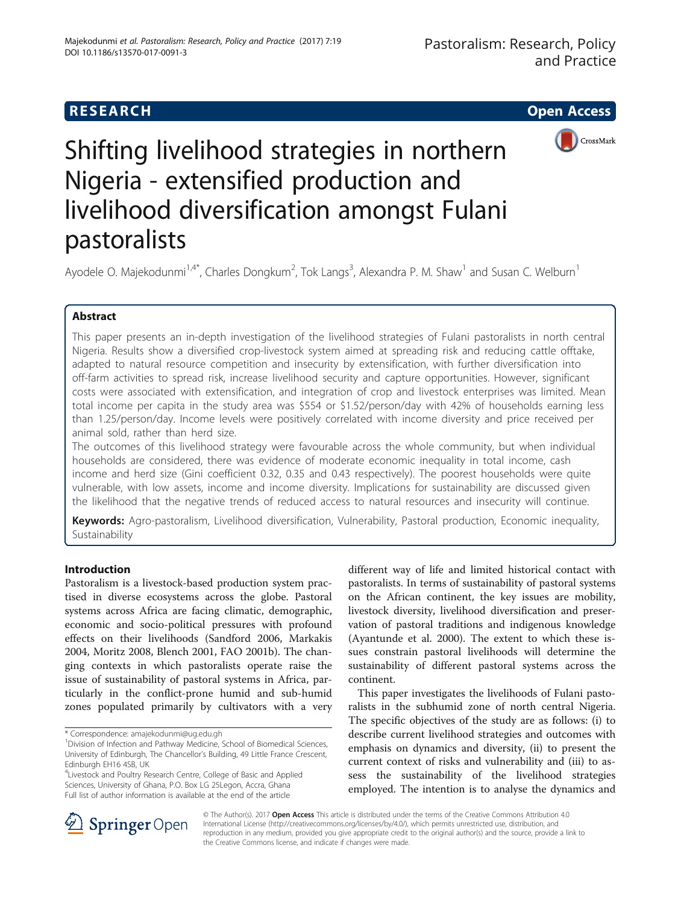# Shifting livelihood strategies in northern Nigeria - extensified production and livelihood diversification amongst Fulani pastoralists

Ayodele O. Majekodunmi[1,4*], Charles Dongkum[2], Tok Langs[3], Alexandra P. M. Shaw[1] and Susan C. Welburn[1]

## Abstract

This paper presents an in-depth investigation of the livelihood strategies of Fulani pastoralists in north central Nigeria. Results show a diversified crop-livestock system aimed at spreading risk and reducing cattle offtake, adapted to natural resource competition and insecurity by extensification, with further diversification into off-farm activities to spread risk, increase livelihood security and capture opportunities. However, significant costs were associated with extensification, and integration of crop and livestock enterprises was limited. Mean total income per capita in the study area was $554 or $1.52/person/day with 42% of households earning less than 1.25/person/day. Income levels were positively correlated with income diversity and price received per animal sold, rather than herd size.

The outcomes of this livelihood strategy were favourable across the whole community, but when individual households are considered, there was evidence of moderate economic inequality in total income, cash income and herd size (Gini coefficient 0.32, 0.35 and 0.43 respectively). The poorest households were quite vulnerable, with low assets, income and income diversity. Implications for sustainability are discussed given the likelihood that the negative trends of reduced access to natural resources and insecurity will continue.

**Keywords:** Agro-pastoralism, Livelihood diversification, Vulnerability, Pastoral production, Economic inequality, Sustainability

## Introduction

Pastoralism is a livestock-based production system practised in diverse ecosystems across the globe. Pastoral systems across Africa are facing climatic, demographic, economic and socio-political pressures with profound effects on their livelihoods (Sandford 2006, Markakis 2004, Moritz 2008, Blench 2001, FAO 2001b). The changing contexts in which pastoralists operate raise the issue of sustainability of pastoral systems in Africa, particularly in the conflict-prone humid and sub-humid zones populated primarily by cultivators with a very different way of life and limited historical contact with pastoralists. In terms of sustainability of pastoral systems on the African continent, the key issues are mobility, livestock diversity, livelihood diversification and preservation of pastoral traditions and indigenous knowledge (Ayantunde et al. 2000). The extent to which these issues constrain pastoral livelihoods will determine the sustainability of different pastoral systems across the continent.

This paper investigates the livelihoods of Fulani pastoralists in the subhumid zone of north central Nigeria. The specific objectives of the study are as follows: (i) to describe current livelihood strategies and outcomes with emphasis on dynamics and diversity, (ii) to present the current context of risks and vulnerability and (iii) to assess the sustainability of the livelihood strategies employed. The intention is to analyse the dynamics and

\* Correspondence: amajekodunmi@ug.edu.gh

[1]Division of Infection and Pathway Medicine, School of Biomedical Sciences, University of Edinburgh, The Chancellor's Building, 49 Little France Crescent, Edinburgh EH16 4SB, UK

[4]Livestock and Poultry Research Centre, College of Basic and Applied Sciences, University of Ghana, P.O. Box LG 25Legon, Accra, Ghana

Full list of author information is available at the end of the article

© The Author(s). 2017 **Open Access** This article is distributed under the terms of the Creative Commons Attribution 4.0 International License (http://creativecommons.org/licenses/by/4.0/), which permits unrestricted use, distribution, and reproduction in any medium, provided you give appropriate credit to the original author(s) and the source, provide a link to the Creative Commons license, and indicate if changes were made.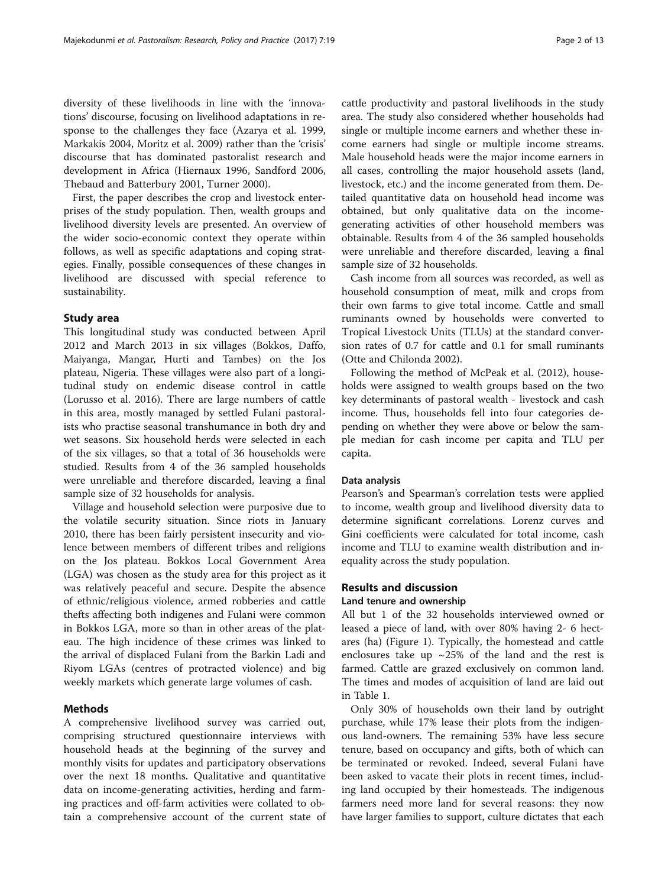diversity of these livelihoods in line with the 'innovations' discourse, focusing on livelihood adaptations in response to the challenges they face (Azarya et al. 1999, Markakis 2004, Moritz et al. 2009) rather than the 'crisis' discourse that has dominated pastoralist research and development in Africa (Hiernaux 1996, Sandford 2006, Thebaud and Batterbury 2001, Turner 2000).

First, the paper describes the crop and livestock enterprises of the study population. Then, wealth groups and livelihood diversity levels are presented. An overview of the wider socio-economic context they operate within follows, as well as specific adaptations and coping strategies. Finally, possible consequences of these changes in livelihood are discussed with special reference to sustainability.

## Study area

This longitudinal study was conducted between April 2012 and March 2013 in six villages (Bokkos, Daffo, Maiyanga, Mangar, Hurti and Tambes) on the Jos plateau, Nigeria. These villages were also part of a longitudinal study on endemic disease control in cattle (Lorusso et al. 2016). There are large numbers of cattle in this area, mostly managed by settled Fulani pastoralists who practise seasonal transhumance in both dry and wet seasons. Six household herds were selected in each of the six villages, so that a total of 36 households were studied. Results from 4 of the 36 sampled households were unreliable and therefore discarded, leaving a final sample size of 32 households for analysis.

Village and household selection were purposive due to the volatile security situation. Since riots in January 2010, there has been fairly persistent insecurity and violence between members of different tribes and religions on the Jos plateau. Bokkos Local Government Area (LGA) was chosen as the study area for this project as it was relatively peaceful and secure. Despite the absence of ethnic/religious violence, armed robberies and cattle thefts affecting both indigenes and Fulani were common in Bokkos LGA, more so than in other areas of the plateau. The high incidence of these crimes was linked to the arrival of displaced Fulani from the Barkin Ladi and Riyom LGAs (centres of protracted violence) and big weekly markets which generate large volumes of cash.

## Methods

A comprehensive livelihood survey was carried out, comprising structured questionnaire interviews with household heads at the beginning of the survey and monthly visits for updates and participatory observations over the next 18 months. Qualitative and quantitative data on income-generating activities, herding and farming practices and off-farm activities were collated to obtain a comprehensive account of the current state of cattle productivity and pastoral livelihoods in the study area. The study also considered whether households had single or multiple income earners and whether these income earners had single or multiple income streams. Male household heads were the major income earners in all cases, controlling the major household assets (land, livestock, etc.) and the income generated from them. Detailed quantitative data on household head income was obtained, but only qualitative data on the income-generating activities of other household members was obtainable. Results from 4 of the 36 sampled households were unreliable and therefore discarded, leaving a final sample size of 32 households.

Cash income from all sources was recorded, as well as household consumption of meat, milk and crops from their own farms to give total income. Cattle and small ruminants owned by households were converted to Tropical Livestock Units (TLUs) at the standard conversion rates of 0.7 for cattle and 0.1 for small ruminants (Otte and Chilonda 2002).

Following the method of McPeak et al. (2012), households were assigned to wealth groups based on the two key determinants of pastoral wealth - livestock and cash income. Thus, households fell into four categories depending on whether they were above or below the sample median for cash income per capita and TLU per capita.

### Data analysis

Pearson's and Spearman's correlation tests were applied to income, wealth group and livelihood diversity data to determine significant correlations. Lorenz curves and Gini coefficients were calculated for total income, cash income and TLU to examine wealth distribution and inequality across the study population.

## Results and discussion

### Land tenure and ownership

All but 1 of the 32 households interviewed owned or leased a piece of land, with over 80% having 2- 6 hectares (ha) (Figure 1). Typically, the homestead and cattle enclosures take up ~25% of the land and the rest is farmed. Cattle are grazed exclusively on common land. The times and modes of acquisition of land are laid out in Table 1.

Only 30% of households own their land by outright purchase, while 17% lease their plots from the indigenous land-owners. The remaining 53% have less secure tenure, based on occupancy and gifts, both of which can be terminated or revoked. Indeed, several Fulani have been asked to vacate their plots in recent times, including land occupied by their homesteads. The indigenous farmers need more land for several reasons: they now have larger families to support, culture dictates that each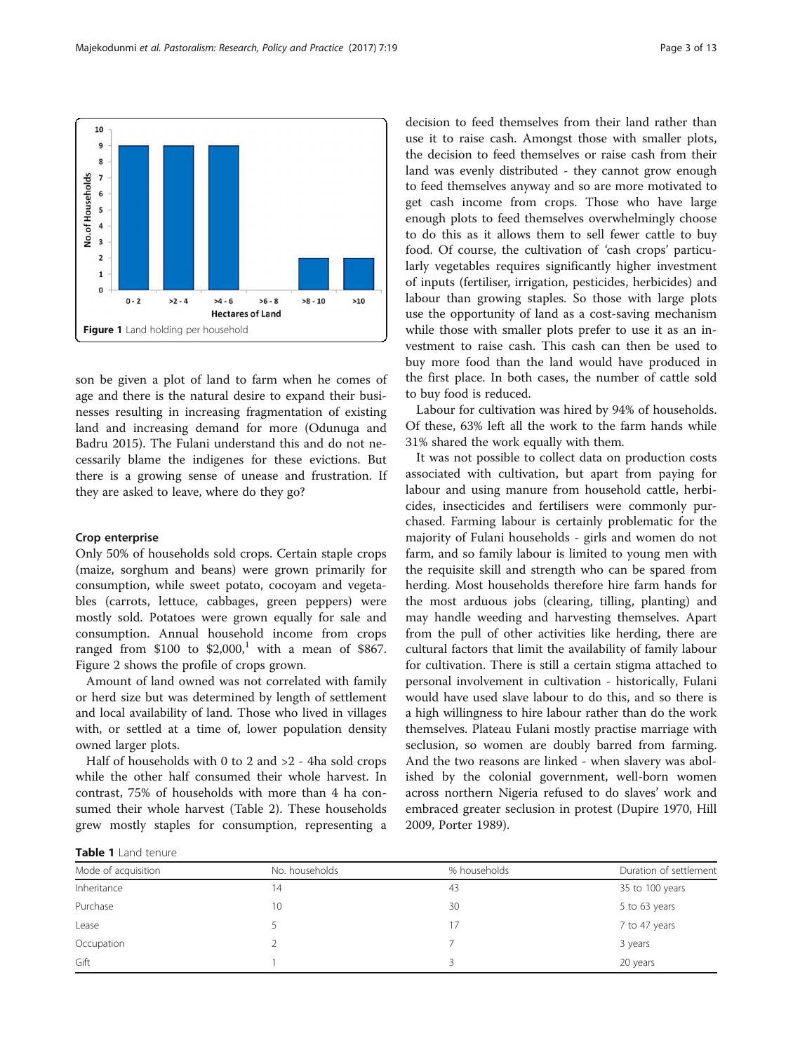Figure 1 Land holding per household

son be given a plot of land to farm when he comes of age and there is the natural desire to expand their businesses resulting in increasing fragmentation of existing land and increasing demand for more (Odunuga and Badru 2015). The Fulani understand this and do not necessarily blame the indigenes for these evictions. But there is a growing sense of unease and frustration. If they are asked to leave, where do they go?

### Crop enterprise

Only 50% of households sold crops. Certain staple crops (maize, sorghum and beans) were grown primarily for consumption, while sweet potato, cocoyam and vegetables (carrots, lettuce, cabbages, green peppers) were mostly sold. Potatoes were grown equally for sale and consumption. Annual household income from crops ranged from \$100 to \$2,000,[1] with a mean of \$867. Figure 2 shows the profile of crops grown.

Amount of land owned was not correlated with family or herd size but was determined by length of settlement and local availability of land. Those who lived in villages with, or settled at a time of, lower population density owned larger plots.

Half of households with 0 to 2 and >2 - 4ha sold crops while the other half consumed their whole harvest. In contrast, 75% of households with more than 4 ha consumed their whole harvest (Table 2). These households grew mostly staples for consumption, representing a decision to feed themselves from their land rather than use it to raise cash. Amongst those with smaller plots, the decision to feed themselves or raise cash from their land was evenly distributed - they cannot grow enough to feed themselves anyway and so are more motivated to get cash income from crops. Those who have large enough plots to feed themselves overwhelmingly choose to do this as it allows them to sell fewer cattle to buy food. Of course, the cultivation of 'cash crops' particularly vegetables requires significantly higher investment of inputs (fertiliser, irrigation, pesticides, herbicides) and labour than growing staples. So those with large plots use the opportunity of land as a cost-saving mechanism while those with smaller plots prefer to use it as an investment to raise cash. This cash can then be used to buy more food than the land would have produced in the first place. In both cases, the number of cattle sold to buy food is reduced.

Labour for cultivation was hired by 94% of households. Of these, 63% left all the work to the farm hands while 31% shared the work equally with them.

It was not possible to collect data on production costs associated with cultivation, but apart from paying for labour and using manure from household cattle, herbicides, insecticides and fertilisers were commonly purchased. Farming labour is certainly problematic for the majority of Fulani households - girls and women do not farm, and so family labour is limited to young men with the requisite skill and strength who can be spared from herding. Most households therefore hire farm hands for the most arduous jobs (clearing, tilling, planting) and may handle weeding and harvesting themselves. Apart from the pull of other activities like herding, there are cultural factors that limit the availability of family labour for cultivation. There is still a certain stigma attached to personal involvement in cultivation - historically, Fulani would have used slave labour to do this, and so there is a high willingness to hire labour rather than do the work themselves. Plateau Fulani mostly practise marriage with seclusion, so women are doubly barred from farming. And the two reasons are linked - when slavery was abolished by the colonial government, well-born women across northern Nigeria refused to do slaves' work and embraced greater seclusion in protest (Dupire 1970, Hill 2009, Porter 1989).

**Table 1** Land tenure

| Mode of acquisition | No. households | % households | Duration of settlement |
|---|---|---|---|
| Inheritance | 14 | 43 | 35 to 100 years |
| Purchase | 10 | 30 | 5 to 63 years |
| Lease | 5 | 17 | 7 to 47 years |
| Occupation | 2 | 7 | 3 years |
| Gift | 1 | 3 | 20 years |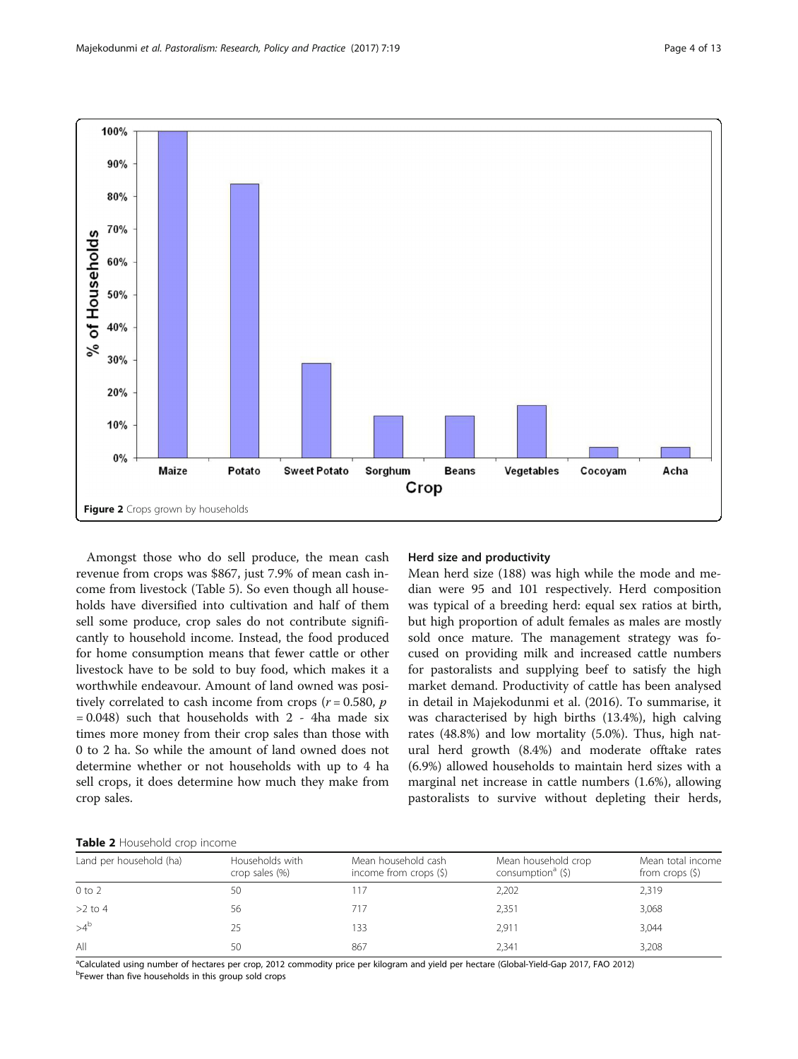Figure 2 Crops grown by households

Amongst those who do sell produce, the mean cash revenue from crops was \$867, just 7.9% of mean cash income from livestock (Table 5). So even though all households have diversified into cultivation and half of them sell some produce, crop sales do not contribute significantly to household income. Instead, the food produced for home consumption means that fewer cattle or other livestock have to be sold to buy food, which makes it a worthwhile endeavour. Amount of land owned was positively correlated to cash income from crops ($r = 0.580$, $p = 0.048$) such that households with 2 - 4ha made six times more money from their crop sales than those with 0 to 2 ha. So while the amount of land owned does not determine whether or not households with up to 4 ha sell crops, it does determine how much they make from crop sales.

### Herd size and productivity

Mean herd size (188) was high while the mode and median were 95 and 101 respectively. Herd composition was typical of a breeding herd: equal sex ratios at birth, but high proportion of adult females as males are mostly sold once mature. The management strategy was focused on providing milk and increased cattle numbers for pastoralists and supplying beef to satisfy the high market demand. Productivity of cattle has been analysed in detail in Majekodunmi et al. (2016). To summarise, it was characterised by high births (13.4%), high calving rates (48.8%) and low mortality (5.0%). Thus, high natural herd growth (8.4%) and moderate offtake rates (6.9%) allowed households to maintain herd sizes with a marginal net increase in cattle numbers (1.6%), allowing pastoralists to survive without depleting their herds,

**Table 2** Household crop income

| Land per household (ha) | Households with crop sales (%) | Mean household cash income from crops (\$) | Mean household crop consumption[a] (\$) | Mean total income from crops (\$) |
|---|---|---|---|---|
| 0 to 2 | 50 | 117 | 2,202 | 2,319 |
| >2 to 4 | 56 | 717 | 2,351 | 3,068 |
| >4[b] | 25 | 133 | 2,911 | 3,044 |
| All | 50 | 867 | 2,341 | 3,208 |

[a]Calculated using number of hectares per crop, 2012 commodity price per kilogram and yield per hectare (Global-Yield-Gap 2017, FAO 2012)
[b]Fewer than five households in this group sold crops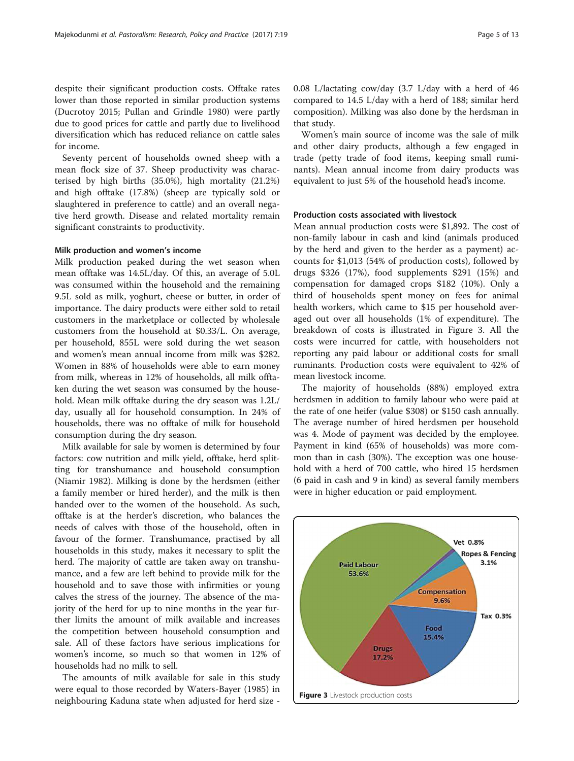despite their significant production costs. Offtake rates lower than those reported in similar production systems (Ducrotoy 2015; Pullan and Grindle 1980) were partly due to good prices for cattle and partly due to livelihood diversification which has reduced reliance on cattle sales for income.

Seventy percent of households owned sheep with a mean flock size of 37. Sheep productivity was characterised by high births (35.0%), high mortality (21.2%) and high offtake (17.8%) (sheep are typically sold or slaughtered in preference to cattle) and an overall negative herd growth. Disease and related mortality remain significant constraints to productivity.

### Milk production and women's income

Milk production peaked during the wet season when mean offtake was 14.5L/day. Of this, an average of 5.0L was consumed within the household and the remaining 9.5L sold as milk, yoghurt, cheese or butter, in order of importance. The dairy products were either sold to retail customers in the marketplace or collected by wholesale customers from the household at $0.33/L. On average, per household, 855L were sold during the wet season and women's mean annual income from milk was $282. Women in 88% of households were able to earn money from milk, whereas in 12% of households, all milk offtaken during the wet season was consumed by the household. Mean milk offtake during the dry season was 1.2L/day, usually all for household consumption. In 24% of households, there was no offtake of milk for household consumption during the dry season.

Milk available for sale by women is determined by four factors: cow nutrition and milk yield, offtake, herd splitting for transhumance and household consumption (Niamir 1982). Milking is done by the herdsmen (either a family member or hired herder), and the milk is then handed over to the women of the household. As such, offtake is at the herder's discretion, who balances the needs of calves with those of the household, often in favour of the former. Transhumance, practised by all households in this study, makes it necessary to split the herd. The majority of cattle are taken away on transhumance, and a few are left behind to provide milk for the household and to save those with infirmities or young calves the stress of the journey. The absence of the majority of the herd for up to nine months in the year further limits the amount of milk available and increases the competition between household consumption and sale. All of these factors have serious implications for women's income, so much so that women in 12% of households had no milk to sell.

The amounts of milk available for sale in this study were equal to those recorded by Waters-Bayer (1985) in neighbouring Kaduna state when adjusted for herd size - 0.08 L/lactating cow/day (3.7 L/day with a herd of 46 compared to 14.5 L/day with a herd of 188; similar herd composition). Milking was also done by the herdsman in that study.

Women's main source of income was the sale of milk and other dairy products, although a few engaged in trade (petty trade of food items, keeping small ruminants). Mean annual income from dairy products was equivalent to just 5% of the household head's income.

### Production costs associated with livestock

Mean annual production costs were $1,892. The cost of non-family labour in cash and kind (animals produced by the herd and given to the herder as a payment) accounts for $1,013 (54% of production costs), followed by drugs $326 (17%), food supplements $291 (15%) and compensation for damaged crops $182 (10%). Only a third of households spent money on fees for animal health workers, which came to $15 per household averaged out over all households (1% of expenditure). The breakdown of costs is illustrated in Figure 3. All the costs were incurred for cattle, with householders not reporting any paid labour or additional costs for small ruminants. Production costs were equivalent to 42% of mean livestock income.

The majority of households (88%) employed extra herdsmen in addition to family labour who were paid at the rate of one heifer (value $308) or $150 cash annually. The average number of hired herdsmen per household was 4. Mode of payment was decided by the employee. Payment in kind (65% of households) was more common than in cash (30%). The exception was one household with a herd of 700 cattle, who hired 15 herdsmen (6 paid in cash and 9 in kind) as several family members were in higher education or paid employment.

Paid Labour 53.6%; Drugs 17.2%; Food 15.4%; Compensation 9.6%; Ropes & Fencing 3.1%; Vet 0.8%; Tax 0.3%

**Figure 3** Livestock production costs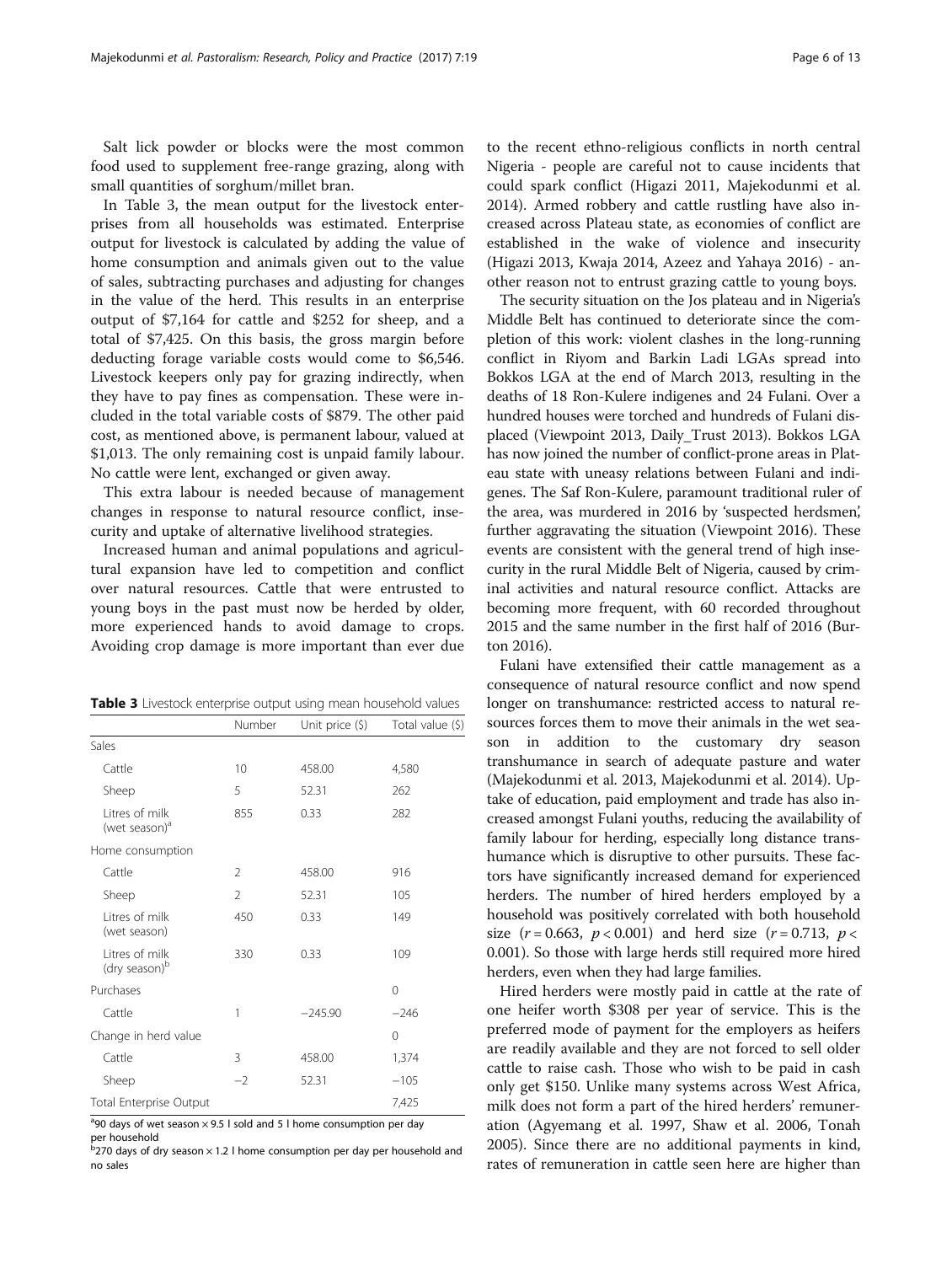Salt lick powder or blocks were the most common food used to supplement free-range grazing, along with small quantities of sorghum/millet bran.

In Table 3, the mean output for the livestock enterprises from all households was estimated. Enterprise output for livestock is calculated by adding the value of home consumption and animals given out to the value of sales, subtracting purchases and adjusting for changes in the value of the herd. This results in an enterprise output of $7,164 for cattle and $252 for sheep, and a total of $7,425. On this basis, the gross margin before deducting forage variable costs would come to $6,546. Livestock keepers only pay for grazing indirectly, when they have to pay fines as compensation. These were included in the total variable costs of $879. The other paid cost, as mentioned above, is permanent labour, valued at $1,013. The only remaining cost is unpaid family labour. No cattle were lent, exchanged or given away.

This extra labour is needed because of management changes in response to natural resource conflict, insecurity and uptake of alternative livelihood strategies.

Increased human and animal populations and agricultural expansion have led to competition and conflict over natural resources. Cattle that were entrusted to young boys in the past must now be herded by older, more experienced hands to avoid damage to crops. Avoiding crop damage is more important than ever due to the recent ethno-religious conflicts in north central Nigeria - people are careful not to cause incidents that could spark conflict (Higazi 2011, Majekodunmi et al. 2014). Armed robbery and cattle rustling have also increased across Plateau state, as economies of conflict are established in the wake of violence and insecurity (Higazi 2013, Kwaja 2014, Azeez and Yahaya 2016) - another reason not to entrust grazing cattle to young boys.

**Table 3** Livestock enterprise output using mean household values

| | Number | Unit price ($) | Total value ($) |
|---|---|---|---|
| Sales | | | |
| Cattle | 10 | 458.00 | 4,580 |
| Sheep | 5 | 52.31 | 262 |
| Litres of milk (wet season)[a] | 855 | 0.33 | 282 |
| Home consumption | | | |
| Cattle | 2 | 458.00 | 916 |
| Sheep | 2 | 52.31 | 105 |
| Litres of milk (wet season) | 450 | 0.33 | 149 |
| Litres of milk (dry season)[b] | 330 | 0.33 | 109 |
| Purchases | | | 0 |
| Cattle | 1 | −245.90 | −246 |
| Change in herd value | | | 0 |
| Cattle | 3 | 458.00 | 1,374 |
| Sheep | −2 | 52.31 | −105 |
| Total Enterprise Output | | | 7,425 |

[a]90 days of wet season × 9.5 l sold and 5 l home consumption per day per household
[b]270 days of dry season × 1.2 l home consumption per day per household and no sales

The security situation on the Jos plateau and in Nigeria's Middle Belt has continued to deteriorate since the completion of this work: violent clashes in the long-running conflict in Riyom and Barkin Ladi LGAs spread into Bokkos LGA at the end of March 2013, resulting in the deaths of 18 Ron-Kulere indigenes and 24 Fulani. Over a hundred houses were torched and hundreds of Fulani displaced (Viewpoint 2013, Daily_Trust 2013). Bokkos LGA has now joined the number of conflict-prone areas in Plateau state with uneasy relations between Fulani and indigenes. The Saf Ron-Kulere, paramount traditional ruler of the area, was murdered in 2016 by 'suspected herdsmen', further aggravating the situation (Viewpoint 2016). These events are consistent with the general trend of high insecurity in the rural Middle Belt of Nigeria, caused by criminal activities and natural resource conflict. Attacks are becoming more frequent, with 60 recorded throughout 2015 and the same number in the first half of 2016 (Burton 2016).

Fulani have extensified their cattle management as a consequence of natural resource conflict and now spend longer on transhumance: restricted access to natural resources forces them to move their animals in the wet season in addition to the customary dry season transhumance in search of adequate pasture and water (Majekodunmi et al. 2013, Majekodunmi et al. 2014). Uptake of education, paid employment and trade has also increased amongst Fulani youths, reducing the availability of family labour for herding, especially long distance transhumance which is disruptive to other pursuits. These factors have significantly increased demand for experienced herders. The number of hired herders employed by a household was positively correlated with both household size ($r = 0.663$, $p < 0.001$) and herd size ($r = 0.713$, $p < 0.001$). So those with large herds still required more hired herders, even when they had large families.

Hired herders were mostly paid in cattle at the rate of one heifer worth $308 per year of service. This is the preferred mode of payment for the employers as heifers are readily available and they are not forced to sell older cattle to raise cash. Those who wish to be paid in cash only get $150. Unlike many systems across West Africa, milk does not form a part of the hired herders' remuneration (Agyemang et al. 1997, Shaw et al. 2006, Tonah 2005). Since there are no additional payments in kind, rates of remuneration in cattle seen here are higher than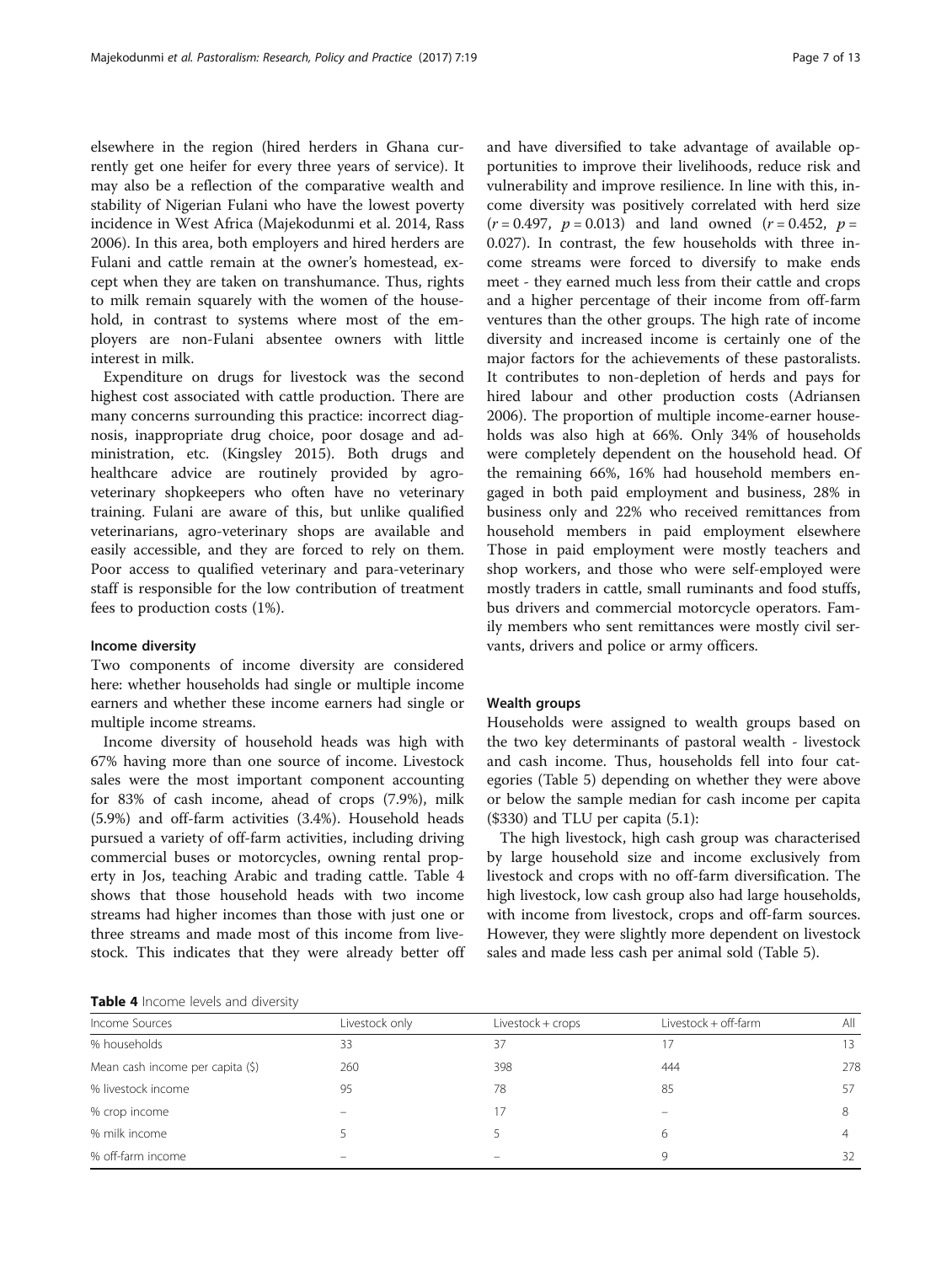elsewhere in the region (hired herders in Ghana currently get one heifer for every three years of service). It may also be a reflection of the comparative wealth and stability of Nigerian Fulani who have the lowest poverty incidence in West Africa (Majekodunmi et al. 2014, Rass 2006). In this area, both employers and hired herders are Fulani and cattle remain at the owner's homestead, except when they are taken on transhumance. Thus, rights to milk remain squarely with the women of the household, in contrast to systems where most of the employers are non-Fulani absentee owners with little interest in milk.

Expenditure on drugs for livestock was the second highest cost associated with cattle production. There are many concerns surrounding this practice: incorrect diagnosis, inappropriate drug choice, poor dosage and administration, etc. (Kingsley 2015). Both drugs and healthcare advice are routinely provided by agro-veterinary shopkeepers who often have no veterinary training. Fulani are aware of this, but unlike qualified veterinarians, agro-veterinary shops are available and easily accessible, and they are forced to rely on them. Poor access to qualified veterinary and para-veterinary staff is responsible for the low contribution of treatment fees to production costs (1%).

### Income diversity

Two components of income diversity are considered here: whether households had single or multiple income earners and whether these income earners had single or multiple income streams.

Income diversity of household heads was high with 67% having more than one source of income. Livestock sales were the most important component accounting for 83% of cash income, ahead of crops (7.9%), milk (5.9%) and off-farm activities (3.4%). Household heads pursued a variety of off-farm activities, including driving commercial buses or motorcycles, owning rental property in Jos, teaching Arabic and trading cattle. Table 4 shows that those household heads with two income streams had higher incomes than those with just one or three streams and made most of this income from livestock. This indicates that they were already better off and have diversified to take advantage of available opportunities to improve their livelihoods, reduce risk and vulnerability and improve resilience. In line with this, income diversity was positively correlated with herd size ($r = 0.497$, $p = 0.013$) and land owned ($r = 0.452$, $p = 0.027$). In contrast, the few households with three income streams were forced to diversify to make ends meet - they earned much less from their cattle and crops and a higher percentage of their income from off-farm ventures than the other groups. The high rate of income diversity and increased income is certainly one of the major factors for the achievements of these pastoralists. It contributes to non-depletion of herds and pays for hired labour and other production costs (Adriansen 2006). The proportion of multiple income-earner households was also high at 66%. Only 34% of households were completely dependent on the household head. Of the remaining 66%, 16% had household members engaged in both paid employment and business, 28% in business only and 22% who received remittances from household members in paid employment elsewhere Those in paid employment were mostly teachers and shop workers, and those who were self-employed were mostly traders in cattle, small ruminants and food stuffs, bus drivers and commercial motorcycle operators. Family members who sent remittances were mostly civil servants, drivers and police or army officers.

### Wealth groups

Households were assigned to wealth groups based on the two key determinants of pastoral wealth - livestock and cash income. Thus, households fell into four categories (Table 5) depending on whether they were above or below the sample median for cash income per capita ($330) and TLU per capita (5.1):

The high livestock, high cash group was characterised by large household size and income exclusively from livestock and crops with no off-farm diversification. The high livestock, low cash group also had large households, with income from livestock, crops and off-farm sources. However, they were slightly more dependent on livestock sales and made less cash per animal sold (Table 5).

**Table 4** Income levels and diversity

| Income Sources | Livestock only | Livestock + crops | Livestock + off-farm | All |
|---|---|---|---|---|
| % households | 33 | 37 | 17 | 13 |
| Mean cash income per capita ($) | 260 | 398 | 444 | 278 |
| % livestock income | 95 | 78 | 85 | 57 |
| % crop income | – | 17 | – | 8 |
| % milk income | 5 | 5 | 6 | 4 |
| % off-farm income | – | – | 9 | 32 |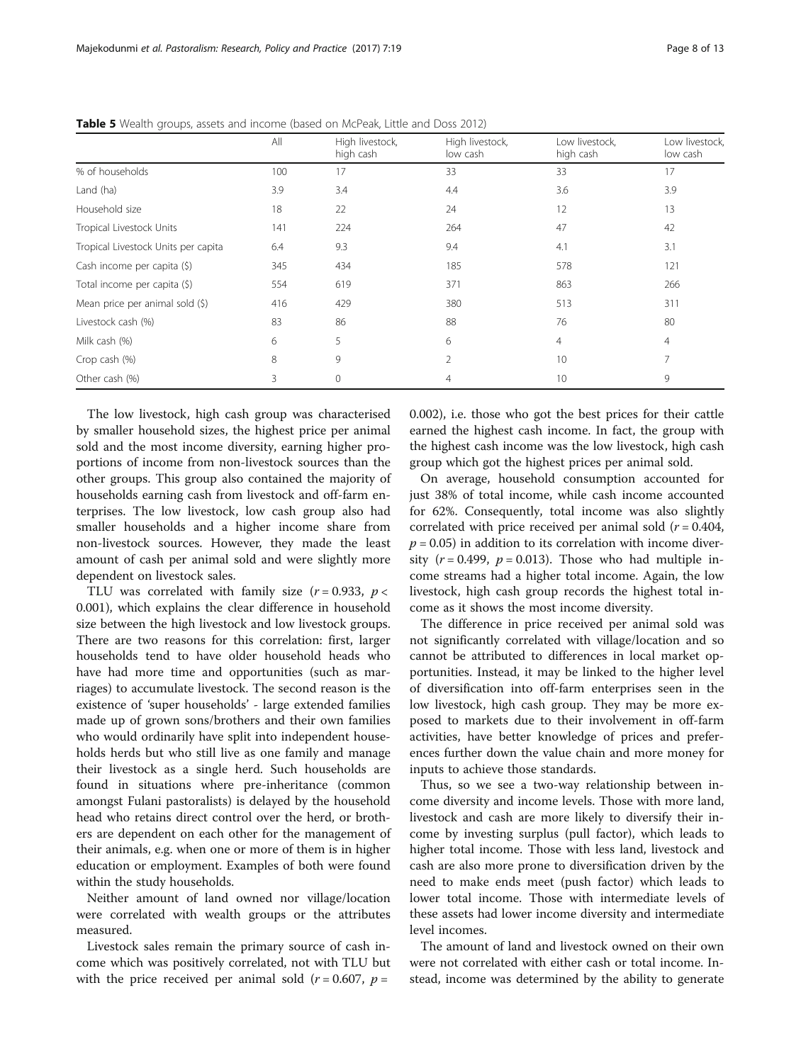**Table 5** Wealth groups, assets and income (based on McPeak, Little and Doss 2012)

| | All | High livestock, high cash | High livestock, low cash | Low livestock, high cash | Low livestock, low cash |
|---|---|---|---|---|---|
| % of households | 100 | 17 | 33 | 33 | 17 |
| Land (ha) | 3.9 | 3.4 | 4.4 | 3.6 | 3.9 |
| Household size | 18 | 22 | 24 | 12 | 13 |
| Tropical Livestock Units | 141 | 224 | 264 | 47 | 42 |
| Tropical Livestock Units per capita | 6.4 | 9.3 | 9.4 | 4.1 | 3.1 |
| Cash income per capita ($) | 345 | 434 | 185 | 578 | 121 |
| Total income per capita ($) | 554 | 619 | 371 | 863 | 266 |
| Mean price per animal sold ($) | 416 | 429 | 380 | 513 | 311 |
| Livestock cash (%) | 83 | 86 | 88 | 76 | 80 |
| Milk cash (%) | 6 | 5 | 6 | 4 | 4 |
| Crop cash (%) | 8 | 9 | 2 | 10 | 7 |
| Other cash (%) | 3 | 0 | 4 | 10 | 9 |

The low livestock, high cash group was characterised by smaller household sizes, the highest price per animal sold and the most income diversity, earning higher proportions of income from non-livestock sources than the other groups. This group also contained the majority of households earning cash from livestock and off-farm enterprises. The low livestock, low cash group also had smaller households and a higher income share from non-livestock sources. However, they made the least amount of cash per animal sold and were slightly more dependent on livestock sales.

TLU was correlated with family size ($r = 0.933$, $p < 0.001$), which explains the clear difference in household size between the high livestock and low livestock groups. There are two reasons for this correlation: first, larger households tend to have older household heads who have had more time and opportunities (such as marriages) to accumulate livestock. The second reason is the existence of 'super households' - large extended families made up of grown sons/brothers and their own families who would ordinarily have split into independent households herds but who still live as one family and manage their livestock as a single herd. Such households are found in situations where pre-inheritance (common amongst Fulani pastoralists) is delayed by the household head who retains direct control over the herd, or brothers are dependent on each other for the management of their animals, e.g. when one or more of them is in higher education or employment. Examples of both were found within the study households.

Neither amount of land owned nor village/location were correlated with wealth groups or the attributes measured.

Livestock sales remain the primary source of cash income which was positively correlated, not with TLU but with the price received per animal sold ($r = 0.607$, $p = 0.002$), i.e. those who got the best prices for their cattle earned the highest cash income. In fact, the group with the highest cash income was the low livestock, high cash group which got the highest prices per animal sold.

On average, household consumption accounted for just 38% of total income, while cash income accounted for 62%. Consequently, total income was also slightly correlated with price received per animal sold ($r = 0.404$, $p = 0.05$) in addition to its correlation with income diversity ($r = 0.499$, $p = 0.013$). Those who had multiple income streams had a higher total income. Again, the low livestock, high cash group records the highest total income as it shows the most income diversity.

The difference in price received per animal sold was not significantly correlated with village/location and so cannot be attributed to differences in local market opportunities. Instead, it may be linked to the higher level of diversification into off-farm enterprises seen in the low livestock, high cash group. They may be more exposed to markets due to their involvement in off-farm activities, have better knowledge of prices and preferences further down the value chain and more money for inputs to achieve those standards.

Thus, so we see a two-way relationship between income diversity and income levels. Those with more land, livestock and cash are more likely to diversify their income by investing surplus (pull factor), which leads to higher total income. Those with less land, livestock and cash are also more prone to diversification driven by the need to make ends meet (push factor) which leads to lower total income. Those with intermediate levels of these assets had lower income diversity and intermediate level incomes.

The amount of land and livestock owned on their own were not correlated with either cash or total income. Instead, income was determined by the ability to generate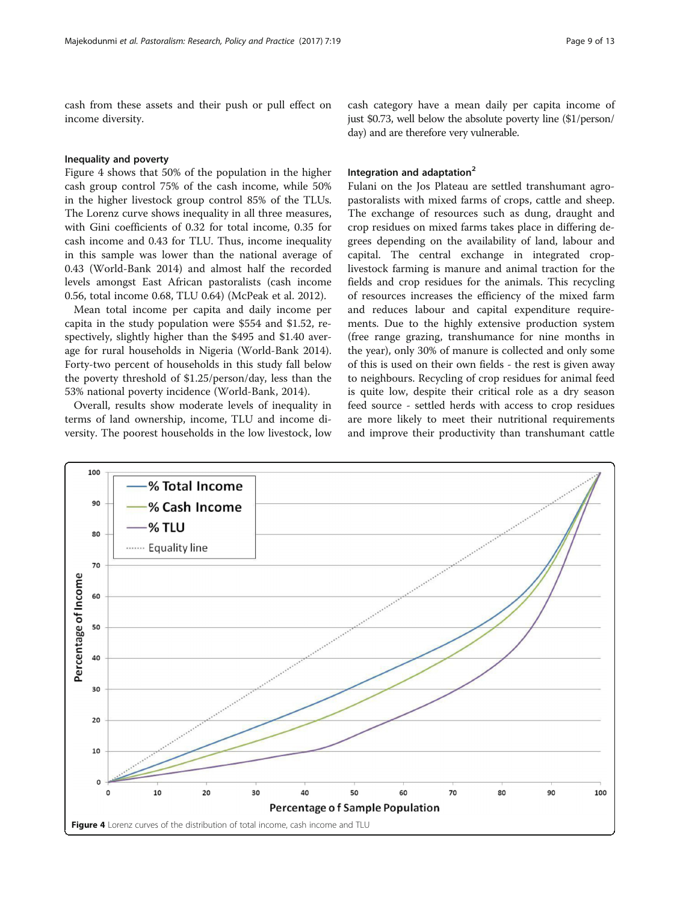cash from these assets and their push or pull effect on income diversity.

### Inequality and poverty

Figure 4 shows that 50% of the population in the higher cash group control 75% of the cash income, while 50% in the higher livestock group control 85% of the TLUs. The Lorenz curve shows inequality in all three measures, with Gini coefficients of 0.32 for total income, 0.35 for cash income and 0.43 for TLU. Thus, income inequality in this sample was lower than the national average of 0.43 (World-Bank 2014) and almost half the recorded levels amongst East African pastoralists (cash income 0.56, total income 0.68, TLU 0.64) (McPeak et al. 2012).

Mean total income per capita and daily income per capita in the study population were $554 and $1.52, respectively, slightly higher than the $495 and $1.40 average for rural households in Nigeria (World-Bank 2014). Forty-two percent of households in this study fall below the poverty threshold of $1.25/person/day, less than the 53% national poverty incidence (World-Bank, 2014).

Overall, results show moderate levels of inequality in terms of land ownership, income, TLU and income diversity. The poorest households in the low livestock, low cash category have a mean daily per capita income of just $0.73, well below the absolute poverty line ($1/person/day) and are therefore very vulnerable.

### Integration and adaptation[2]

Fulani on the Jos Plateau are settled transhumant agro-pastoralists with mixed farms of crops, cattle and sheep. The exchange of resources such as dung, draught and crop residues on mixed farms takes place in differing degrees depending on the availability of land, labour and capital. The central exchange in integrated crop-livestock farming is manure and animal traction for the fields and crop residues for the animals. This recycling of resources increases the efficiency of the mixed farm and reduces labour and capital expenditure requirements. Due to the highly extensive production system (free range grazing, transhumance for nine months in the year), only 30% of manure is collected and only some of this is used on their own fields - the rest is given away to neighbours. Recycling of crop residues for animal feed is quite low, despite their critical role as a dry season feed source - settled herds with access to crop residues are more likely to meet their nutritional requirements and improve their productivity than transhumant cattle

**Figure 4** Lorenz curves of the distribution of total income, cash income and TLU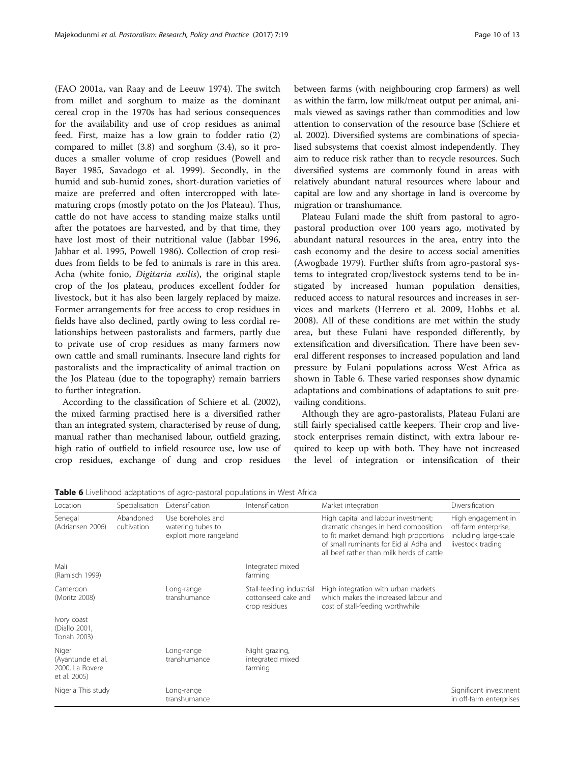(FAO 2001a, van Raay and de Leeuw 1974). The switch from millet and sorghum to maize as the dominant cereal crop in the 1970s has had serious consequences for the availability and use of crop residues as animal feed. First, maize has a low grain to fodder ratio (2) compared to millet (3.8) and sorghum (3.4), so it produces a smaller volume of crop residues (Powell and Bayer 1985, Savadogo et al. 1999). Secondly, in the humid and sub-humid zones, short-duration varieties of maize are preferred and often intercropped with late-maturing crops (mostly potato on the Jos Plateau). Thus, cattle do not have access to standing maize stalks until after the potatoes are harvested, and by that time, they have lost most of their nutritional value (Jabbar 1996, Jabbar et al. 1995, Powell 1986). Collection of crop residues from fields to be fed to animals is rare in this area. Acha (white fonio, *Digitaria exilis*), the original staple crop of the Jos plateau, produces excellent fodder for livestock, but it has also been largely replaced by maize. Former arrangements for free access to crop residues in fields have also declined, partly owing to less cordial relationships between pastoralists and farmers, partly due to private use of crop residues as many farmers now own cattle and small ruminants. Insecure land rights for pastoralists and the impracticality of animal traction on the Jos Plateau (due to the topography) remain barriers to further integration.

According to the classification of Schiere et al. (2002), the mixed farming practised here is a diversified rather than an integrated system, characterised by reuse of dung, manual rather than mechanised labour, outfield grazing, high ratio of outfield to infield resource use, low use of crop residues, exchange of dung and crop residues between farms (with neighbouring crop farmers) as well as within the farm, low milk/meat output per animal, animals viewed as savings rather than commodities and low attention to conservation of the resource base (Schiere et al. 2002). Diversified systems are combinations of specialised subsystems that coexist almost independently. They aim to reduce risk rather than to recycle resources. Such diversified systems are commonly found in areas with relatively abundant natural resources where labour and capital are low and any shortage in land is overcome by migration or transhumance.

Plateau Fulani made the shift from pastoral to agro-pastoral production over 100 years ago, motivated by abundant natural resources in the area, entry into the cash economy and the desire to access social amenities (Awogbade 1979). Further shifts from agro-pastoral systems to integrated crop/livestock systems tend to be instigated by increased human population densities, reduced access to natural resources and increases in services and markets (Herrero et al. 2009, Hobbs et al. 2008). All of these conditions are met within the study area, but these Fulani have responded differently, by extensification and diversification. There have been several different responses to increased population and land pressure by Fulani populations across West Africa as shown in Table 6. These varied responses show dynamic adaptations and combinations of adaptations to suit prevailing conditions.

Although they are agro-pastoralists, Plateau Fulani are still fairly specialised cattle keepers. Their crop and livestock enterprises remain distinct, with extra labour required to keep up with both. They have not increased the level of integration or intensification of their

**Table 6** Livelihood adaptations of agro-pastoral populations in West Africa

| Location | Specialisation | Extensification | Intensification | Market integration | Diversification |
|---|---|---|---|---|---|
| Senegal (Adriansen 2006) | Abandoned cultivation | Use boreholes and watering tubes to exploit more rangeland | | High capital and labour investment; dramatic changes in herd composition to fit market demand: high proportions of small ruminants for Eid al Adha and all beef rather than milk herds of cattle | High engagement in off-farm enterprise, including large-scale livestock trading |
| Mali (Ramisch 1999) | | | Integrated mixed farming | | |
| Cameroon (Moritz 2008) | | Long-range transhumance | Stall-feeding industrial cottonseed cake and crop residues | High integration with urban markets which makes the increased labour and cost of stall-feeding worthwhile | |
| Ivory coast (Diallo 2001, Tonah 2003) | | | | | |
| Niger (Ayantunde et al. 2000, La Rovere et al. 2005) | | Long-range transhumance | Night grazing, integrated mixed farming | | |
| Nigeria This study | | Long-range transhumance | | | Significant investment in off-farm enterprises |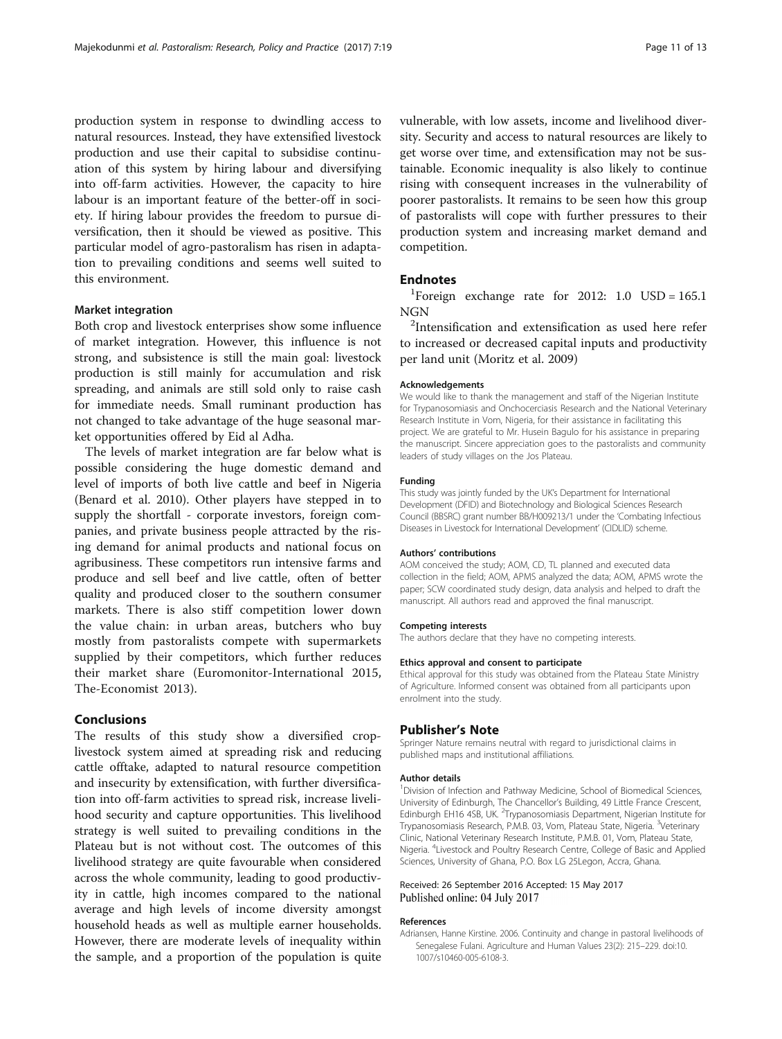production system in response to dwindling access to natural resources. Instead, they have extensified livestock production and use their capital to subsidise continuation of this system by hiring labour and diversifying into off-farm activities. However, the capacity to hire labour is an important feature of the better-off in society. If hiring labour provides the freedom to pursue diversification, then it should be viewed as positive. This particular model of agro-pastoralism has risen in adaptation to prevailing conditions and seems well suited to this environment.

### Market integration

Both crop and livestock enterprises show some influence of market integration. However, this influence is not strong, and subsistence is still the main goal: livestock production is still mainly for accumulation and risk spreading, and animals are still sold only to raise cash for immediate needs. Small ruminant production has not changed to take advantage of the huge seasonal market opportunities offered by Eid al Adha.

The levels of market integration are far below what is possible considering the huge domestic demand and level of imports of both live cattle and beef in Nigeria (Benard et al. 2010). Other players have stepped in to supply the shortfall - corporate investors, foreign companies, and private business people attracted by the rising demand for animal products and national focus on agribusiness. These competitors run intensive farms and produce and sell beef and live cattle, often of better quality and produced closer to the southern consumer markets. There is also stiff competition lower down the value chain: in urban areas, butchers who buy mostly from pastoralists compete with supermarkets supplied by their competitors, which further reduces their market share (Euromonitor-International 2015, The-Economist 2013).

## Conclusions

The results of this study show a diversified crop-livestock system aimed at spreading risk and reducing cattle offtake, adapted to natural resource competition and insecurity by extensification, with further diversification into off-farm activities to spread risk, increase livelihood security and capture opportunities. This livelihood strategy is well suited to prevailing conditions in the Plateau but is not without cost. The outcomes of this livelihood strategy are quite favourable when considered across the whole community, leading to good productivity in cattle, high incomes compared to the national average and high levels of income diversity amongst household heads as well as multiple earner households. However, there are moderate levels of inequality within the sample, and a proportion of the population is quite vulnerable, with low assets, income and livelihood diversity. Security and access to natural resources are likely to get worse over time, and extensification may not be sustainable. Economic inequality is also likely to continue rising with consequent increases in the vulnerability of poorer pastoralists. It remains to be seen how this group of pastoralists will cope with further pressures to their production system and increasing market demand and competition.

## Endnotes

[1]Foreign exchange rate for 2012: 1.0 USD = 165.1 NGN

[2]Intensification and extensification as used here refer to increased or decreased capital inputs and productivity per land unit (Moritz et al. 2009)

#### Acknowledgements

We would like to thank the management and staff of the Nigerian Institute for Trypanosomiasis and Onchocerciasis Research and the National Veterinary Research Institute in Vom, Nigeria, for their assistance in facilitating this project. We are grateful to Mr. Husein Bagulo for his assistance in preparing the manuscript. Sincere appreciation goes to the pastoralists and community leaders of study villages on the Jos Plateau.

#### Funding

This study was jointly funded by the UK's Department for International Development (DFID) and Biotechnology and Biological Sciences Research Council (BBSRC) grant number BB/H009213/1 under the 'Combating Infectious Diseases in Livestock for International Development' (CIDLID) scheme.

#### Authors' contributions

AOM conceived the study; AOM, CD, TL planned and executed data collection in the field; AOM, APMS analyzed the data; AOM, APMS wrote the paper; SCW coordinated study design, data analysis and helped to draft the manuscript. All authors read and approved the final manuscript.

#### Competing interests

The authors declare that they have no competing interests.

#### Ethics approval and consent to participate

Ethical approval for this study was obtained from the Plateau State Ministry of Agriculture. Informed consent was obtained from all participants upon enrolment into the study.

## Publisher's Note

Springer Nature remains neutral with regard to jurisdictional claims in published maps and institutional affiliations.

#### Author details

[1]Division of Infection and Pathway Medicine, School of Biomedical Sciences, University of Edinburgh, The Chancellor's Building, 49 Little France Crescent, Edinburgh EH16 4SB, UK. [2]Trypanosomiasis Department, Nigerian Institute for Trypanosomiasis Research, P.M.B. 03, Vom, Plateau State, Nigeria. [3]Veterinary Clinic, National Veterinary Research Institute, P.M.B. 01, Vom, Plateau State, Nigeria. [4]Livestock and Poultry Research Centre, College of Basic and Applied Sciences, University of Ghana, P.O. Box LG 25Legon, Accra, Ghana.

Received: 26 September 2016 Accepted: 15 May 2017
Published online: 04 July 2017

#### References

Adriansen, Hanne Kirstine. 2006. Continuity and change in pastoral livelihoods of Senegalese Fulani. Agriculture and Human Values 23(2): 215–229. doi:10.1007/s10460-005-6108-3.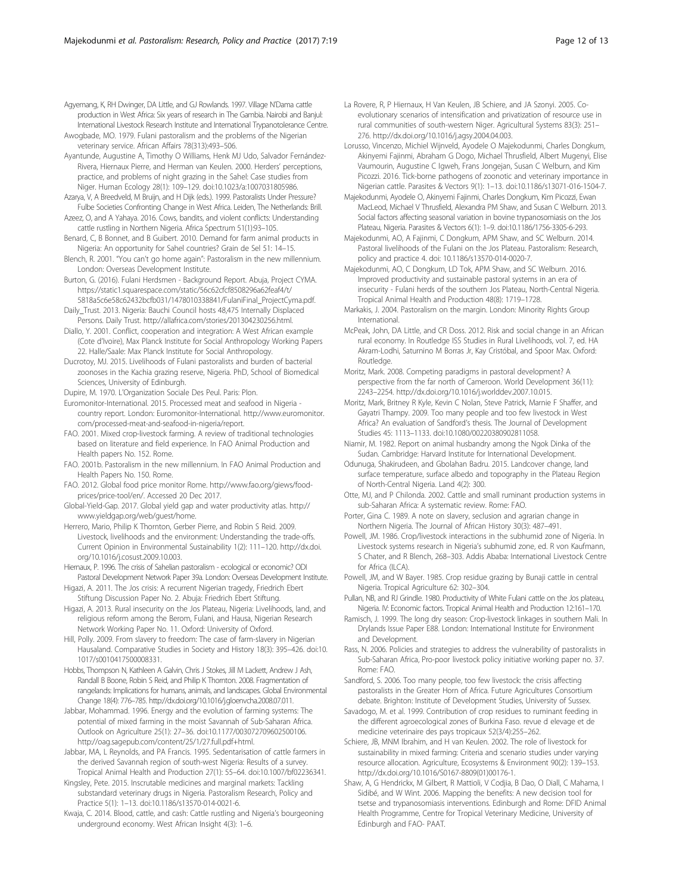Agyemang, K, RH Dwinger, DA Little, and GJ Rowlands. 1997. Village N'Dama cattle production in West Africa: Six years of research in The Gambia. Nairobi and Banjul: International Livestock Research Institute and International Trypanotolerance Centre.

Awogbade, MO. 1979. Fulani pastoralism and the problems of the Nigerian veterinary service. African Affairs 78(313):493–506.

Ayantunde, Augustine A, Timothy O Williams, Henk MJ Udo, Salvador Fernández-Rivera, Hiernaux Pierre, and Herman van Keulen. 2000. Herders' perceptions, practice, and problems of night grazing in the Sahel: Case studies from Niger. Human Ecology 28(1): 109–129. doi:10.1023/a:1007031805986.

Azarya, V, A Breedveld, M Bruijn, and H Dijk (eds.). 1999. Pastoralists Under Pressure? Fulbe Societies Confronting Change in West Africa. Leiden, The Netherlands: Brill.

Azeez, O, and A Yahaya. 2016. Cows, bandits, and violent conflicts: Understanding cattle rustling in Northern Nigeria. Africa Spectrum 51(1):93–105.

Benard, C, B Bonnet, and B Guibert. 2010. Demand for farm animal products in Nigeria: An opportunity for Sahel countries? Grain de Sel 51: 14–15.

Blench, R. 2001. "You can't go home again": Pastoralism in the new millennium. London: Overseas Development Institute.

Burton, G. (2016). Fulani Herdsmen - Background Report. Abuja, Project CYMA. https://static1.squarespace.com/static/56c62cfcf8508296a62feaf4/t/5818a5c6e58c62432bcfb031/1478010338841/FulaniFinal_ProjectCyma.pdf.

Daily_Trust. 2013. Nigeria: Bauchi Council hosts 48,475 Internally Displaced Persons. Daily Trust. http://allafrica.com/stories/201304230256.html.

Diallo, Y. 2001. Conflict, cooperation and integration: A West African example (Cote d'Ivoire), Max Planck Institute for Social Anthropology Working Papers 22. Halle/Saale: Max Planck Institute for Social Anthropology.

Ducrotoy, MJ. 2015. Livelihoods of Fulani pastoralists and burden of bacterial zoonoses in the Kachia grazing reserve, Nigeria. PhD, School of Biomedical Sciences, University of Edinburgh.

Dupire, M. 1970. L'Organization Sociale Des Peul. Paris: Plon.

Euromonitor-International. 2015. Processed meat and seafood in Nigeria - country report. London: Euromonitor-International. http://www.euromonitor.com/processed-meat-and-seafood-in-nigeria/report.

FAO. 2001. Mixed crop-livestock farming. A review of traditional technologies based on literature and field experience. In FAO Animal Production and Health papers No. 152. Rome.

FAO. 2001b. Pastoralism in the new millennium. In FAO Animal Production and Health Papers No. 150. Rome.

FAO. 2012. Global food price monitor Rome. http://www.fao.org/giews/food-prices/price-tool/en/. Accessed 20 Dec 2017.

Global-Yield-Gap. 2017. Global yield gap and water productivity atlas. http://www.yieldgap.org/web/guest/home.

Herrero, Mario, Philip K Thornton, Gerber Pierre, and Robin S Reid. 2009. Livestock, livelihoods and the environment: Understanding the trade-offs. Current Opinion in Environmental Sustainability 1(2): 111–120. http://dx.doi.org/10.1016/j.cosust.2009.10.003.

Hiernaux, P. 1996. The crisis of Sahelian pastoralism - ecological or economic? ODI Pastoral Development Network Paper 39a. London: Overseas Development Institute.

Higazi, A. 2011. The Jos crisis: A recurrent Nigerian tragedy, Friedrich Ebert Stiftung Discussion Paper No. 2. Abuja: Friedrich Ebert Stiftung.

Higazi, A. 2013. Rural insecurity on the Jos Plateau, Nigeria: Livelihoods, land, and religious reform among the Berom, Fulani, and Hausa, Nigerian Research Network Working Paper No. 11. Oxford: University of Oxford.

Hill, Polly. 2009. From slavery to freedom: The case of farm-slavery in Nigerian Hausaland. Comparative Studies in Society and History 18(3): 395–426. doi:10.1017/s0010417500008331.

Hobbs, Thompson N, Kathleen A Galvin, Chris J Stokes, Jill M Lackett, Andrew J Ash, Randall B Boone, Robin S Reid, and Philip K Thornton. 2008. Fragmentation of rangelands: Implications for humans, animals, and landscapes. Global Environmental Change 18(4): 776–785. http://dx.doi.org/10.1016/j.gloenvcha.2008.07.011.

Jabbar, Mohammad. 1996. Energy and the evolution of farming systems: The potential of mixed farming in the moist Savannah of Sub-Saharan Africa. Outlook on Agriculture 25(1): 27–36. doi:10.1177/003072709602500106. http://oag.sagepub.com/content/25/1/27.full.pdf+html.

Jabbar, MA, L Reynolds, and PA Francis. 1995. Sedentarisation of cattle farmers in the derived Savannah region of south-west Nigeria: Results of a survey. Tropical Animal Health and Production 27(1): 55–64. doi:10.1007/bf02236341.

Kingsley, Pete. 2015. Inscrutable medicines and marginal markets: Tackling substandard veterinary drugs in Nigeria. Pastoralism Research, Policy and Practice 5(1): 1–13. doi:10.1186/s13570-014-0021-6.

Kwaja, C. 2014. Blood, cattle, and cash: Cattle rustling and Nigeria's bourgeoning underground economy. West African Insight 4(3): 1–6.

La Rovere, R, P Hiernaux, H Van Keulen, JB Schiere, and JA Szonyi. 2005. Co-evolutionary scenarios of intensification and privatization of resource use in rural communities of south-western Niger. Agricultural Systems 83(3): 251–276. http://dx.doi.org/10.1016/j.agsy.2004.04.003.

Lorusso, Vincenzo, Michiel Wijnveld, Ayodele O Majekodunmi, Charles Dongkum, Akinyemi Fajinmi, Abraham G Dogo, Michael Thrusfield, Albert Mugenyi, Elise Vaumourin, Augustine C Igweh, Frans Jongejan, Susan C Welburn, and Kim Picozzi. 2016. Tick-borne pathogens of zoonotic and veterinary importance in Nigerian cattle. Parasites & Vectors 9(1): 1–13. doi:10.1186/s13071-016-1504-7.

Majekodunmi, Ayodele O, Akinyemi Fajinmi, Charles Dongkum, Kim Picozzi, Ewan MacLeod, Michael V Thrusfield, Alexandra PM Shaw, and Susan C Welburn. 2013. Social factors affecting seasonal variation in bovine trypanosomiasis on the Jos Plateau, Nigeria. Parasites & Vectors 6(1): 1–9. doi:10.1186/1756-3305-6-293.

Majekodunmi, AO, A Fajinmi, C Dongkum, APM Shaw, and SC Welburn. 2014. Pastoral livelihoods of the Fulani on the Jos Plateau. Pastoralism: Research, policy and practice 4. doi: 10.1186/s13570-014-0020-7.

Majekodunmi, AO, C Dongkum, LD Tok, APM Shaw, and SC Welburn. 2016. Improved productivity and sustainable pastoral systems in an era of insecurity - Fulani herds of the southern Jos Plateau, North-Central Nigeria. Tropical Animal Health and Production 48(8): 1719–1728.

Markakis, J. 2004. Pastoralism on the margin. London: Minority Rights Group International.

McPeak, John, DA Little, and CR Doss. 2012. Risk and social change in an African rural economy. In Routledge ISS Studies in Rural Livelihoods, vol. 7, ed. HA Akram-Lodhi, Saturnino M Borras Jr, Kay Cristóbal, and Spoor Max. Oxford: Routledge.

Moritz, Mark. 2008. Competing paradigms in pastoral development? A perspective from the far north of Cameroon. World Development 36(11): 2243–2254. http://dx.doi.org/10.1016/j.worlddev.2007.10.015.

Moritz, Mark, Britney R Kyle, Kevin C Nolan, Steve Patrick, Marnie F Shaffer, and Gayatri Thampy. 2009. Too many people and too few livestock in West Africa? An evaluation of Sandford's thesis. The Journal of Development Studies 45: 1113–1133. doi:10.1080/00220380902811058.

Niamir, M. 1982. Report on animal husbandry among the Ngok Dinka of the Sudan. Cambridge: Harvard Institute for International Development.

Odunuga, Shakirudeen, and Gbolahan Badru. 2015. Landcover change, land surface temperature, surface albedo and topography in the Plateau Region of North-Central Nigeria. Land 4(2): 300.

Otte, MJ, and P Chilonda. 2002. Cattle and small ruminant production systems in sub-Saharan Africa: A systematic review. Rome: FAO.

Porter, Gina C. 1989. A note on slavery, seclusion and agrarian change in Northern Nigeria. The Journal of African History 30(3): 487–491.

Powell, JM. 1986. Crop/livestock interactions in the subhumid zone of Nigeria. In Livestock systems research in Nigeria's subhumid zone, ed. R von Kaufmann, S Chater, and R Blench, 268–303. Addis Ababa: International Livestock Centre for Africa (ILCA).

Powell, JM, and W Bayer. 1985. Crop residue grazing by Bunaji cattle in central Nigeria. Tropical Agriculture 62: 302–304.

Pullan, NB, and RJ Grindle. 1980. Productivity of White Fulani cattle on the Jos plateau, Nigeria. IV: Economic factors. Tropical Animal Health and Production 12:161–170.

Ramisch, J. 1999. The long dry season: Crop-livestock linkages in southern Mali. In Drylands Issue Paper E88. London: International Institute for Environment and Development.

Rass, N. 2006. Policies and strategies to address the vulnerability of pastoralists in Sub-Saharan Africa, Pro-poor livestock policy initiative working paper no. 37. Rome: FAO.

Sandford, S. 2006. Too many people, too few livestock: the crisis affecting pastoralists in the Greater Horn of Africa. Future Agricultures Consortium debate. Brighton: Institute of Development Studies, University of Sussex.

Savadogo, M. et al. 1999. Contribution of crop residues to ruminant feeding in the different agroecological zones of Burkina Faso. revue d elevage et de medicine veterinaire des pays tropicaux 52(3/4):255–262.

Schiere, JB, MNM Ibrahim, and H van Keulen. 2002. The role of livestock for sustainability in mixed farming: Criteria and scenario studies under varying resource allocation. Agriculture, Ecosystems & Environment 90(2): 139–153. http://dx.doi.org/10.1016/S0167-8809(01)00176-1.

Shaw, A, G Hendrickx, M Gilbert, R Mattioli, V Codjia, B Dao, O Diall, C Mahama, I Sidibé, and W Wint. 2006. Mapping the benefits: A new decision tool for tsetse and trypanosomiasis interventions. Edinburgh and Rome: DFID Animal Health Programme, Centre for Tropical Veterinary Medicine, University of Edinburgh and FAO- PAAT.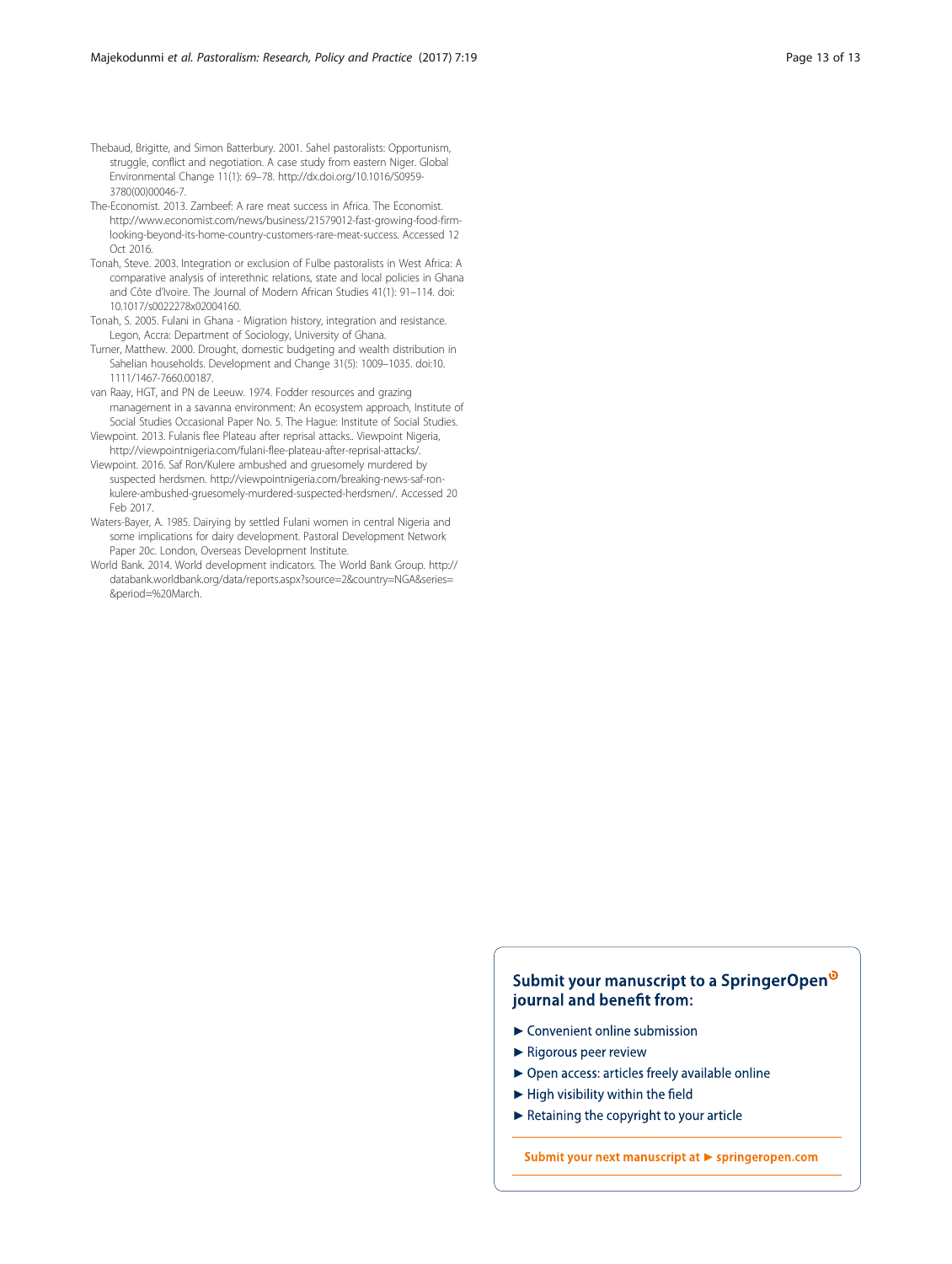Thebaud, Brigitte, and Simon Batterbury. 2001. Sahel pastoralists: Opportunism, struggle, conflict and negotiation. A case study from eastern Niger. Global Environmental Change 11(1): 69–78. http://dx.doi.org/10.1016/S0959-3780(00)00046-7.

The-Economist. 2013. Zambeef: A rare meat success in Africa. The Economist. http://www.economist.com/news/business/21579012-fast-growing-food-firm-looking-beyond-its-home-country-customers-rare-meat-success. Accessed 12 Oct 2016.

Tonah, Steve. 2003. Integration or exclusion of Fulbe pastoralists in West Africa: A comparative analysis of interethnic relations, state and local policies in Ghana and Côte d'Ivoire. The Journal of Modern African Studies 41(1): 91–114. doi: 10.1017/s0022278x02004160.

Tonah, S. 2005. Fulani in Ghana - Migration history, integration and resistance. Legon, Accra: Department of Sociology, University of Ghana.

Turner, Matthew. 2000. Drought, domestic budgeting and wealth distribution in Sahelian households. Development and Change 31(5): 1009–1035. doi:10.1111/1467-7660.00187.

van Raay, HGT, and PN de Leeuw. 1974. Fodder resources and grazing management in a savanna environment: An ecosystem approach, Institute of Social Studies Occasional Paper No. 5. The Hague: Institute of Social Studies.

Viewpoint. 2013. Fulanis flee Plateau after reprisal attacks.. Viewpoint Nigeria, http://viewpointnigeria.com/fulani-flee-plateau-after-reprisal-attacks/.

Viewpoint. 2016. Saf Ron/Kulere ambushed and gruesomely murdered by suspected herdsmen. http://viewpointnigeria.com/breaking-news-saf-ron-kulere-ambushed-gruesomely-murdered-suspected-herdsmen/. Accessed 20 Feb 2017.

Waters-Bayer, A. 1985. Dairying by settled Fulani women in central Nigeria and some implications for dairy development. Pastoral Development Network Paper 20c. London, Overseas Development Institute.

World Bank. 2014. World development indicators. The World Bank Group. http://databank.worldbank.org/data/reports.aspx?source=2&country=NGA&series=&period=%20March.

**Submit your manuscript to a SpringerOpen journal and benefit from:**

- ► Convenient online submission
- ► Rigorous peer review
- ► Open access: articles freely available online
- ► High visibility within the field
- ► Retaining the copyright to your article

**Submit your next manuscript at ► springeropen.com**